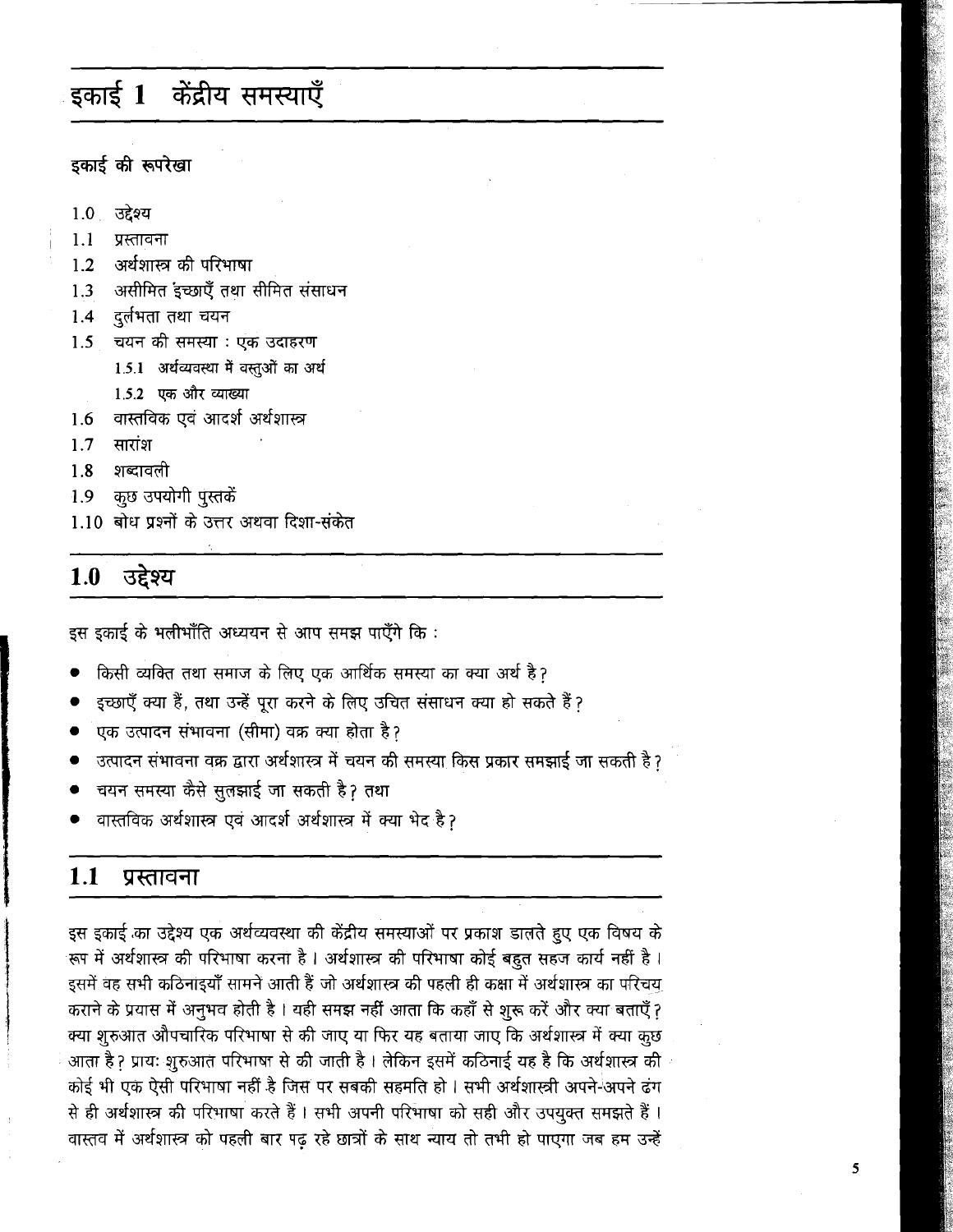# इकाई 1 केंद्रीय समस्याएँ

**इकाई की रूपरेखा**

- 1.0 उद्देश्य
- 1.1 प्रस्तावना
- 1.2 अर्थशास्त्र की परिभाषा
- 1.3 असीमित इच्छाएँ तथा सीमित संसाधन
- 1.4 दुर्लभता तथा चयन
- 1.5 चयन की समस्या : एक उदाहरण
  - 1.5.1 अर्थव्यवस्था में वस्तुओं का अर्थ
  - 1.5.2 एक और व्याख्या
- 1.6 वास्तविक एवं आदर्श अर्थशास्त्र
- 1.7 सारांश
- 1.8 शब्दावली
- 1.9 कुछ उपयोगी पुस्तकें
- 1.10 बोध प्रश्नों के उत्तर अथवा दिशा-संकेत

## 1.0 उद्देश्य

इस इकाई के भलीभाँति अध्ययन से आप समझ पाएँगे कि :

- किसी व्यक्ति तथा समाज के लिए एक आर्थिक समस्या का क्या अर्थ है?
- इच्छाएँ क्या हैं, तथा उन्हें पूरा करने के लिए उचित संसाधन क्या हो सकते हैं?
- एक उत्पादन संभावना (सीमा) वक्र क्या होता है?
- उत्पादन संभावना वक्र द्वारा अर्थशास्त्र में चयन की समस्या किस प्रकार समझाई जा सकती है?
- चयन समस्या कैसे सुलझाई जा सकती है? तथा
- वास्तविक अर्थशास्त्र एवं आदर्श अर्थशास्त्र में क्या भेद है?

## 1.1 प्रस्तावना

इस इकाई का उद्देश्य एक अर्थव्यवस्था की केंद्रीय समस्याओं पर प्रकाश डालते हुए एक विषय के रूप में अर्थशास्त्र की परिभाषा करना है। अर्थशास्त्र की परिभाषा कोई बहुत सहज कार्य नहीं है। इसमें वह सभी कठिनाइयाँ सामने आती हैं जो अर्थशास्त्र की पहली ही कक्षा में अर्थशास्त्र का परिचय कराने के प्रयास में अनुभव होती है। यही समझ नहीं आता कि कहाँ से शुरू करें और क्या बताएँ? क्या शुरुआत औपचारिक परिभाषा से की जाए या फिर यह बताया जाए कि अर्थशास्त्र में क्या कुछ आता है? प्रायः शुरुआत परिभाषा से की जाती है। लेकिन इसमें कठिनाई यह है कि अर्थशास्त्र की कोई भी एक ऐसी परिभाषा नहीं है जिस पर सबकी सहमति हो। सभी अर्थशास्त्री अपने-अपने ढंग से ही अर्थशास्त्र की परिभाषा करते हैं। सभी अपनी परिभाषा को सही और उपयुक्त समझते हैं। वास्तव में अर्थशास्त्र को पहली बार पढ़ रहे छात्रों के साथ न्याय तो तभी हो पाएगा जब हम उन्हें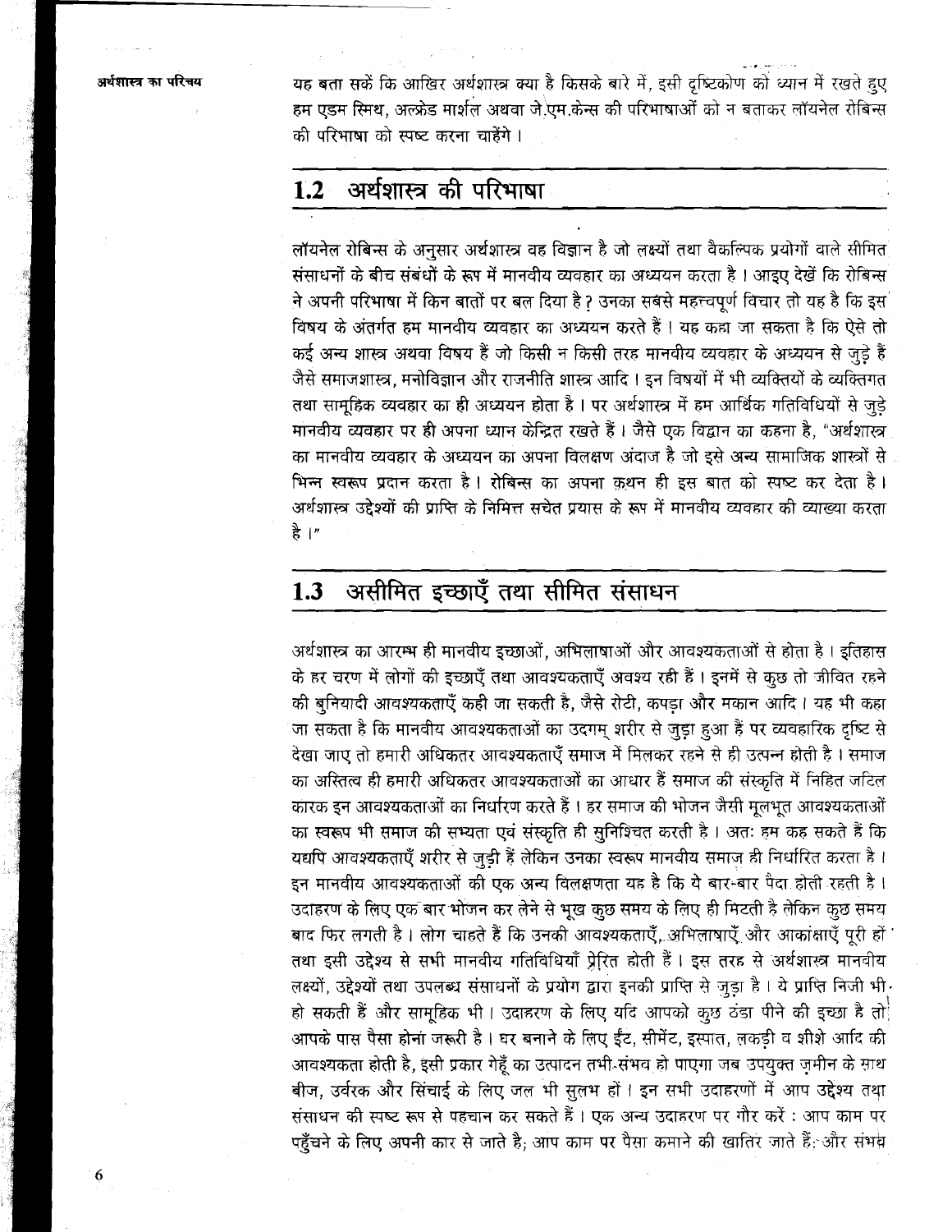यह बता सकें कि आखिर अर्थशास्त्र क्या है किसके बारे में, इसी दृष्टिकोण को ध्यान में रखते हुए हम एडम स्मिथ, अल्फ्रेड मार्शल अथवा जे.एम.केन्स की परिभाषाओं को न बताकर लॉयनेल रोबिन्स की परिभाषा को स्पष्ट करना चाहेंगे।

## 1.2 अर्थशास्त्र की परिभाषा

लॉयनेल रोबिन्स के अनुसार अर्थशास्त्र वह विज्ञान है जो लक्ष्यों तथा वैकल्पिक प्रयोगों वाले सीमित संसाधनों के बीच संबंधों के रूप में मानवीय व्यवहार का अध्ययन करता है। आइए देखें कि रोबिन्स ने अपनी परिभाषा में किन बातों पर बल दिया है? उनका सबसे महत्त्वपूर्ण विचार तो यह है कि इस विषय के अंतर्गत हम मानवीय व्यवहार का अध्ययन करते हैं। यह कहा जा सकता है कि ऐसे तो कई अन्य शास्त्र अथवा विषय हैं जो किसी न किसी तरह मानवीय व्यवहार के अध्ययन से जुड़े हैं जैसे समाजशास्त्र, मनोविज्ञान और राजनीति शास्त्र आदि। इन विषयों में भी व्यक्तियों के व्यक्तिगत तथा सामूहिक व्यवहार का ही अध्ययन होता है। पर अर्थशास्त्र में हम आर्थिक गतिविधियों से जुड़े मानवीय व्यवहार पर ही अपना ध्यान केन्द्रित रखते हैं। जैसे एक विद्वान का कहना है, "अर्थशास्त्र का मानवीय व्यवहार के अध्ययन का अपना विलक्षण अंदाज है जो इसे अन्य सामाजिक शास्त्रों से भिन्न स्वरूप प्रदान करता है। रोबिन्स का अपना कथन ही इस बात को स्पष्ट कर देता है। अर्थशास्त्र उद्देश्यों की प्राप्ति के निमित्त सचेत प्रयास के रूप में मानवीय व्यवहार की व्याख्या करता है।"

## 1.3 असीमित इच्छाएँ तथा सीमित संसाधन

अर्थशास्त्र का आरम्भ ही मानवीय इच्छाओं, अभिलाषाओं और आवश्यकताओं से होता है। इतिहास के हर चरण में लोगों की इच्छाएँ तथा आवश्यकताएँ अवश्य रही हैं। इनमें से कुछ तो जीवित रहने की बुनियादी आवश्यकताएँ कही जा सकती है, जैसे रोटी, कपड़ा और मकान आदि। यह भी कहा जा सकता है कि मानवीय आवश्यकताओं का उदगम् शरीर से जुड़ा हुआ हैं पर व्यवहारिक दृष्टि से देखा जाए तो हमारी अधिकतर आवश्यकताएँ समाज में मिलकर रहने से ही उत्पन्न होती है। समाज का अस्तित्व ही हमारी अधिकतर आवश्यकताओं का आधार हैं समाज की संस्कृति में निहित जटिल कारक इन आवश्यकताओं का निर्धारण करते हैं। हर समाज की भोजन जैसी मूलभूत आवश्यकताओं का स्वरूप भी समाज की सभ्यता एवं संस्कृति ही सुनिश्चित करती है। अतः हम कह सकते हैं कि यद्यपि आवश्यकताएँ शरीर से जुड़ी हैं लेकिन उनका स्वरूप मानवीय समाज ही निर्धारित करता है। इन मानवीय आवश्यकताओं की एक अन्य विलक्षणता यह है कि ये बार-बार पैदा होती रहती है। उदाहरण के लिए एक बार भोजन कर लेने से भूख कुछ समय के लिए ही मिटती है लेकिन कुछ समय बाद फिर लगती है। लोग चाहते हैं कि उनकी आवश्यकताएँ, अभिलाषाएँ और आकांक्षाएँ पूरी हों तथा इसी उद्देश्य से सभी मानवीय गतिविधियाँ प्रेरित होती हैं। इस तरह से अर्थशास्त्र मानवीय लक्ष्यों, उद्देश्यों तथा उपलब्ध संसाधनों के प्रयोग द्वारा इनकी प्राप्ति से जुड़ा है। ये प्राप्ति निजी भी हो सकती हैं और सामूहिक भी। उदाहरण के लिए यदि आपको कुछ ठंडा पीने की इच्छा है तो आपके पास पैसा होना जरूरी है। घर बनाने के लिए ईंट, सीमेंट, इस्पात, लकड़ी व शीशे आदि की आवश्यकता होती है, इसी प्रकार गेहूँ का उत्पादन तभी संभव हो पाएगा जब उपयुक्त ज़मीन के साथ बीज, उर्वरक और सिंचाई के लिए जल भी सुलभ हों। इन सभी उदाहरणों में आप उद्देश्य तथा संसाधन की स्पष्ट रूप से पहचान कर सकते हैं। एक अन्य उदाहरण पर गौर करें : आप काम पर पहुँचने के लिए अपनी कार से जाते है; आप काम पर पैसा कमाने की खातिर जाते हैं; और संभव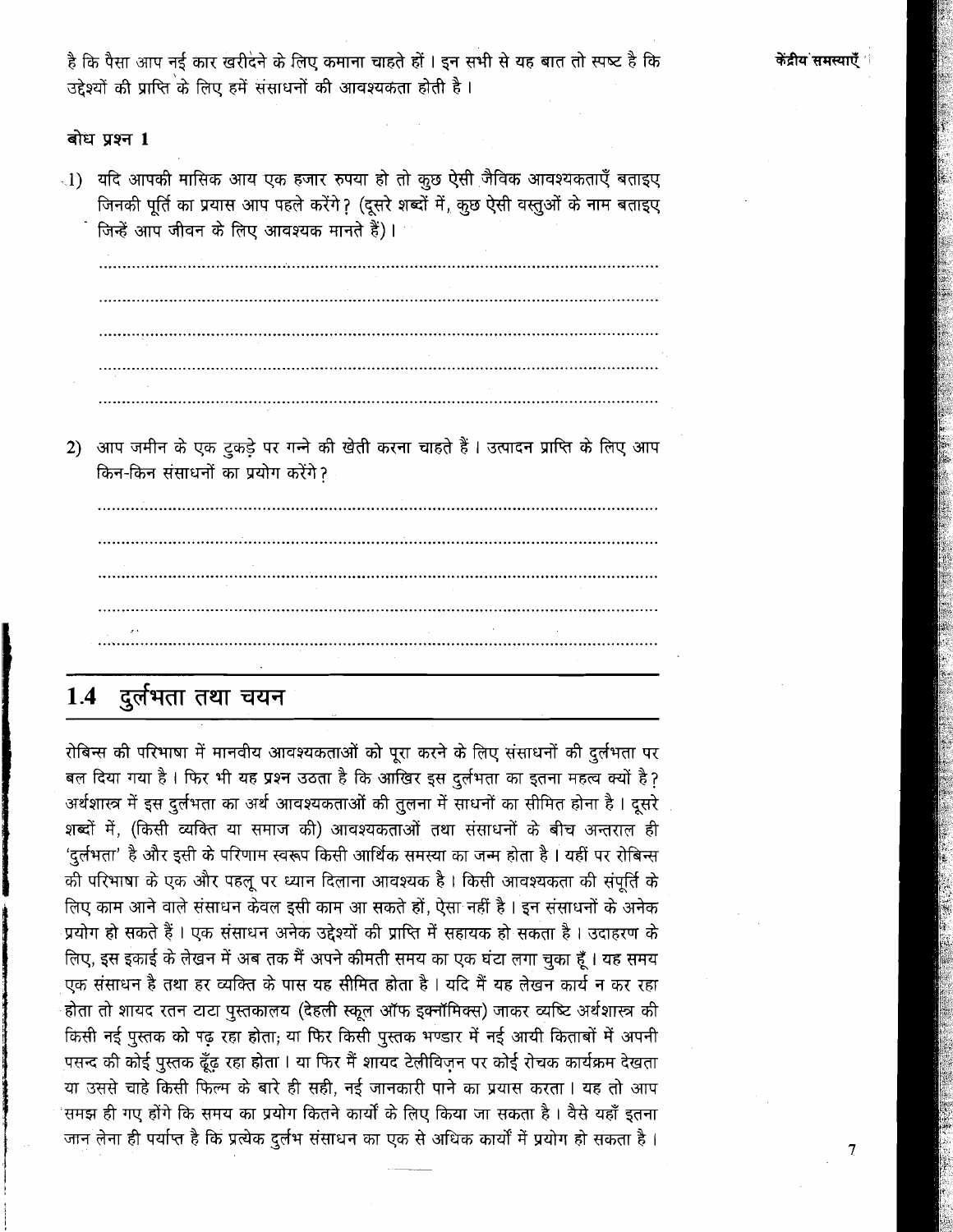है कि पैसा आप नई कार खरीदने के लिए कमाना चाहते हों। इन सभी से यह बात तो स्पष्ट है कि उद्देश्यों की प्राप्ति के लिए हमें संसाधनों की आवश्यकता होती है।

**बोध प्रश्न 1**

1) यदि आपकी मासिक आय एक हजार रुपया हो तो कुछ ऐसी जैविक आवश्यकताएँ बताइए जिनकी पूर्ति का प्रयास आप पहले करेंगे? (दूसरे शब्दों में, कुछ ऐसी वस्तुओं के नाम बताइए जिन्हें आप जीवन के लिए आवश्यक मानते हैं)।

..........................................................................................................

..........................................................................................................

..........................................................................................................

..........................................................................................................

..........................................................................................................

2) आप जमीन के एक टुकड़े पर गन्ने की खेती करना चाहते हैं। उत्पादन प्राप्ति के लिए आप किन-किन संसाधनों का प्रयोग करेंगे?

..........................................................................................................

..........................................................................................................

..........................................................................................................

..........................................................................................................

..........................................................................................................

## 1.4 दुर्लभता तथा चयन

रोबिन्स की परिभाषा में मानवीय आवश्यकताओं को पूरा करने के लिए संसाधनों की दुर्लभता पर बल दिया गया है। फिर भी यह प्रश्न उठता है कि आखिर इस दुर्लभता का इतना महत्व क्यों है? अर्थशास्त्र में इस दुर्लभता का अर्थ आवश्यकताओं की तुलना में साधनों का सीमित होना है। दूसरे शब्दों में, (किसी व्यक्ति या समाज की) आवश्यकताओं तथा संसाधनों के बीच अन्तराल ही 'दुर्लभता' है और इसी के परिणाम स्वरूप किसी आर्थिक समस्या का जन्म होता है। यहीं पर रोबिन्स की परिभाषा के एक और पहलू पर ध्यान दिलाना आवश्यक है। किसी आवश्यकता की संपूर्ति के लिए काम आने वाले संसाधन केवल इसी काम आ सकते हों, ऐसा नहीं है। इन संसाधनों के अनेक प्रयोग हो सकते हैं। एक संसाधन अनेक उद्देश्यों की प्राप्ति में सहायक हो सकता है। उदाहरण के लिए, इस इकाई के लेखन में अब तक मैं अपने कीमती समय का एक घंटा लगा चुका हूँ। यह समय एक संसाधन है तथा हर व्यक्ति के पास यह सीमित होता है। यदि मैं यह लेखन कार्य न कर रहा होता तो शायद रतन टाटा पुस्तकालय (देहली स्कूल ऑफ इक्नॉमिक्स) जाकर व्यष्टि अर्थशास्त्र की किसी नई पुस्तक को पढ़ रहा होता; या फिर किसी पुस्तक भण्डार में नई आयी किताबों में अपनी पसन्द की कोई पुस्तक ढूँढ़ रहा होता। या फिर मैं शायद टेलीविज़न पर कोई रोचक कार्यक्रम देखता या उससे चाहे किसी फिल्म के बारे ही सही, नई जानकारी पाने का प्रयास करता। यह तो आप समझ ही गए होंगे कि समय का प्रयोग कितने कार्यों के लिए किया जा सकता है। वैसे यहाँ इतना जान लेना ही पर्याप्त है कि प्रत्येक दुर्लभ संसाधन का एक से अधिक कार्यों में प्रयोग हो सकता है।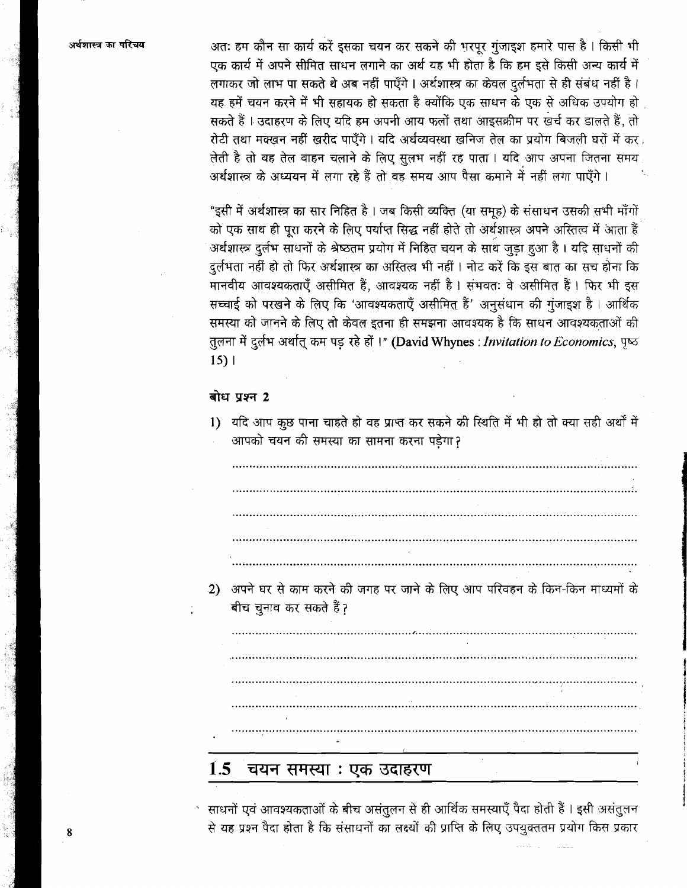अतः हम कौन सा कार्य करें इसका चयन कर सकने की भरपूर गुंजाइश हमारे पास है। किसी भी एक कार्य में अपने सीमित साधन लगाने का अर्थ यह भी होता है कि हम इसे किसी अन्य कार्य में लगाकर जो लाभ पा सकते थे अब नहीं पाएँगे। अर्थशास्त्र का केवल दुर्लभता से ही संबंध नहीं है। यह हमें चयन करने में भी सहायक हो सकता है क्योंकि एक साधन के एक से अधिक उपयोग हो सकते हैं। उदाहरण के लिए यदि हम अपनी आय फलों तथा आइसक्रीम पर खर्च कर डालते हैं, तो रोटी तथा मक्खन नहीं खरीद पाएँगे। यदि अर्थव्यवस्था खनिज तेल का प्रयोग बिजली घरों में कर लेती है तो वह तेल वाहन चलाने के लिए सुलभ नहीं रह पाता। यदि आप अपना जितना समय अर्थशास्त्र के अध्ययन में लगा रहे हैं तो वह समय आप पैसा कमाने में नहीं लगा पाएँगे।

"इसी में अर्थशास्त्र का सार निहित है। जब किसी व्यक्ति (या समूह) के संसाधन उसकी सभी माँगों को एक साथ ही पूरा करने के लिए पर्याप्त सिद्ध नहीं होते तो अर्थशास्त्र अपने अस्तित्व में आता है अर्थशास्त्र दुर्लभ साधनों के श्रेष्ठतम प्रयोग में निहित चयन के साथ जुड़ा हुआ है। यदि साधनों की दुर्लभता नहीं हो तो फिर अर्थशास्त्र का अस्तित्व भी नहीं। नोट करें कि इस बात का सच होना कि मानवीय आवश्यकताएँ असीमित हैं, आवश्यक नहीं है। संभवतः वे असीमित हैं। फिर भी इस सच्चाई को परखने के लिए कि 'आवश्यकताएँ असीमित हैं' अनुसंधान की गुंजाइश है। आर्थिक समस्या को जानने के लिए तो केवल इतना ही समझना आवश्यक है कि साधन आवश्यकताओं की तुलना में दुर्लभ अर्थात् कम पड़ रहे हों।" (**David Whynes** : ***Invitation to Economics***, पृष्ठ 15)।

### बोध प्रश्न 2

1) यदि आप कुछ पाना चाहते हो वह प्राप्त कर सकने की स्थिति में भी हो तो क्या सही अर्थों में आपको चयन की समस्या का सामना करना पड़ेगा?

..............................................................................................................

..............................................................................................................

..............................................................................................................

..............................................................................................................

..............................................................................................................

2) अपने घर से काम करने की जगह पर जाने के लिए आप परिवहन के किन-किन माध्यमों के बीच चुनाव कर सकते हैं?

..............................................................................................................

..............................................................................................................

..............................................................................................................

..............................................................................................................

..............................................................................................................

## 1.5 चयन समस्या : एक उदाहरण

साधनों एवं आवश्यकताओं के बीच असंतुलन से ही आर्थिक समस्याएँ पैदा होती हैं। इसी असंतुलन से यह प्रश्न पैदा होता है कि संसाधनों का लक्ष्यों की प्राप्ति के लिए उपयुक्ततम प्रयोग किस प्रकार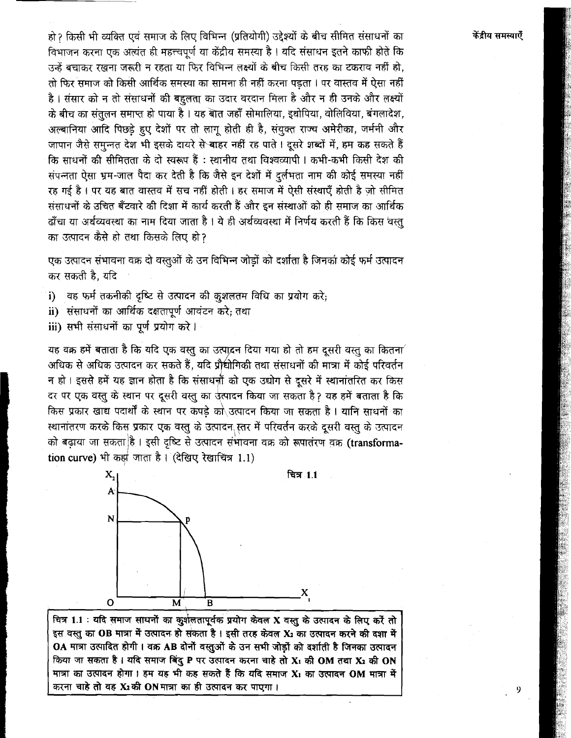हो? किसी भी व्यक्ति एवं समाज के लिए विभिन्न (प्रतियोगी) उद्देश्यों के बीच सीमित संसाधनों का विभाजन करना एक अत्यंत ही महत्त्वपूर्ण या केंद्रीय समस्या है। यदि संसाधन इतने काफी होते कि उन्हें बचाकर रखना जरूरी न रहता या फिर विभिन्न लक्ष्यों के बीच किसी तरह का टकराव नहीं हो, तो फिर समाज को किसी आर्थिक समस्या का सामना ही नहीं करना पड़ता। पर वास्तव में ऐसा नहीं है। संसार को न तो संसाधनों की बहुलता का उदार वरदान मिला है और न ही उनके और लक्ष्यों के बीच का संतुलन समाप्त हो पाया है। यह बात जहाँ सोमालिया, इथोपिया, वोलिविया, बंगलादेश, अल्बानिया आदि पिछड़े हुए देशों पर तो लागू होती ही है, संयुक्त राज्य अमेरीका, जर्मनी और जापान जैसे समुन्नत देश भी इसके दायरे से बाहर नहीं रह पाते। दूसरे शब्दों में, हम कह सकते हैं कि साधनों की सीमितता के दो स्वरूप हैं : स्थानीय तथा विश्वव्यापी। कभी-कभी किसी देश की संपन्नता ऐसा भ्रम-जाल पैदा कर देती है कि जैसे इन देशों में दुर्लभता नाम की कोई समस्या नहीं रह गई है। पर यह बात वास्तव में सच नहीं होती। हर समाज में ऐसी संस्थाएँ होती है जो सीमित संसाधनों के उचित बँटवारे की दिशा में कार्य करती हैं और इन संस्थाओं को ही समाज का आर्थिक ढाँचा या अर्थव्यवस्था का नाम दिया जाता है। ये ही अर्थव्यवस्था में निर्णय करती हैं कि किस वस्तु का उत्पादन कैसे हो तथा किसके लिए हो?

एक उत्पादन संभावना वक्र दो वस्तुओं के उन विभिन्न जोड़ों को दर्शाता है जिनका कोई फर्म उत्पादन कर सकती है, यदि

i) वह फर्म तकनीकी दृष्टि से उत्पादन की कुशलतम विधि का प्रयोग करे;
ii) संसाधनों का आर्थिक दक्षतापूर्ण आवंटन करे; तथा
iii) सभी संसाधनों का पूर्ण प्रयोग करे।

यह वक्र हमें बताता है कि यदि एक वस्तु का उत्पादन दिया गया हो तो हम दूसरी वस्तु का कितना अधिक से अधिक उत्पादन कर सकते हैं, यदि प्रौद्योगिकी तथा संसाधनों की मात्रा में कोई परिवर्तन न हो। इससे हमें यह ज्ञान होता है कि संसाधनों को एक उद्योग से दूसरे में स्थानांतरित कर किस दर पर एक वस्तु के स्थान पर दूसरी वस्तु का उत्पादन किया जा सकता है? यह हमें बताता है कि किस प्रकार खाद्य पदार्थों के स्थान पर कपड़े को उत्पादन किया जा सकता है। यानि साधनों का स्थानांतरण करके किस प्रकार एक वस्तु के उत्पादन स्तर में परिवर्तन करके दूसरी वस्तु के उत्पादन को बढ़ाया जा सकता है। इसी दृष्टि से उत्पादन संभावना वक्र को रूपांतरण वक्र (**transformation curve**) भी कहा जाता है। (देखिए रेखाचित्र 1.1)

चित्र 1.1

**चित्र 1.1 : यदि समाज साधनों का कुशलतापूर्वक प्रयोग केवल X वस्तु के उत्पादन के लिए करें तो इस वस्तु का OB मात्रा में उत्पादन हो सकता है। इसी तरह केवल $X_2$ का उत्पादन करने की दशा में OA मात्रा उत्पादित होगी। वक्र AB दोनों वस्तुओं के उन सभी जोड़ों को दर्शाती है जिनका उत्पादन किया जा सकता है। यदि समाज बिंदु P पर उत्पादन करना चाहे तो $X_1$ की OM तथा $X_2$ की ON मात्रा का उत्पादन होगा। हम यह भी कह सकते हैं कि यदि समाज $X_1$ का उत्पादन OM मात्रा में करना चाहे तो वह $X_2$ की ON मात्रा का ही उत्पादन कर पाएगा।**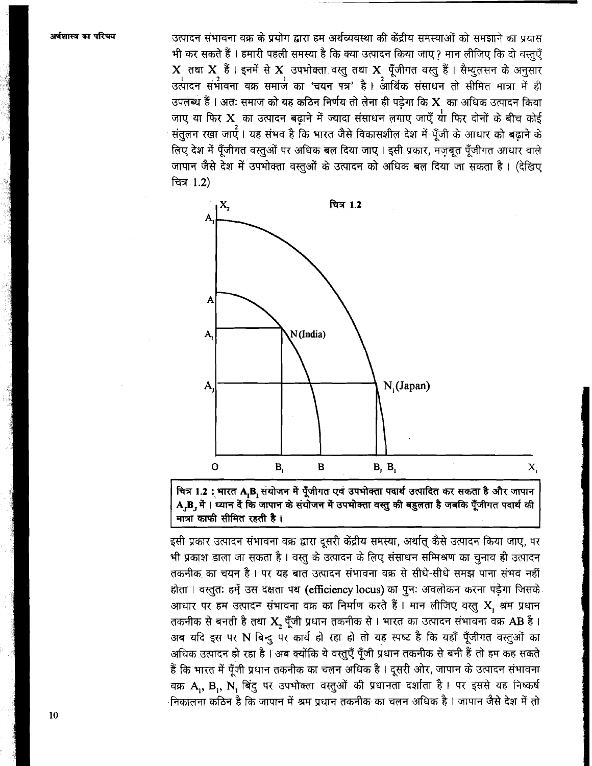उत्पादन संभावना वक्र के प्रयोग द्वारा हम अर्थव्यवस्था की केंद्रीय समस्याओं को समझाने का प्रयास भी कर सकते हैं। हमारी पहली समस्या है कि क्या उत्पादन किया जाए? मान लीजिए कि दो वस्तुएँ $X_1$ तथा $X_2$ हैं। इनमें से $X_1$ उपभोक्ता वस्तु तथा $X_2$ पूँजीगत वस्तु हैं। सैम्युलसन के अनुसार उत्पादन संभावना वक्र समाज का 'चयन पत्र' है। आर्थिक संसाधन तो सीमित मात्रा में ही उपलब्ध हैं। अतः समाज को यह कठिन निर्णय तो लेना ही पड़ेगा कि $X_1$ का अधिक उत्पादन किया जाए या फिर $X_2$ का उत्पादन बढ़ाने में ज्यादा संसाधन लगाए जाएँ या फिर दोनों के बीच कोई संतुलन रखा जाए। यह संभव है कि भारत जैसे विकासशील देश में पूँजी के आधार को बढ़ाने के लिए देश में पूँजीगत वस्तुओं पर अधिक बल दिया जाए। इसी प्रकार, मज़बूत पूँजीगत आधार वाले जापान जैसे देश में उपभोक्ता वस्तुओं के उत्पादन को अधिक बल दिया जा सकता है। (देखिए चित्र 1.2)

चित्र 1.2

**चित्र 1.2 : भारत $A_I B_I$ संयोजन में पूँजीगत एवं उपभोक्ता पदार्थ उत्पादित कर सकता है और जापान $A_J B_J$ में। ध्यान दें कि जापान के संयोजन में उपभोक्ता वस्तु की बहुलता है जबकि पूँजीगत पदार्थ की मात्रा काफी सीमित रहती है।**

इसी प्रकार उत्पादन संभावना वक्र द्वारा दूसरी केंद्रीय समस्या, अर्थात् कैसे उत्पादन किया जाए, पर भी प्रकाश डाला जा सकता है। वस्तु के उत्पादन के लिए संसाधन सम्मिश्रण का चुनाव ही उत्पादन तकनीक का चयन है। पर यह बात उत्पादन संभावना वक्र से सीधे-सीधे समझ पाना संभव नहीं होता। वस्तुतः हमें उस दक्षता पथ (**efficiency locus**) का पुनः अवलोकन करना पड़ेगा जिसके आधार पर हम उत्पादन संभावना वक्र का निर्माण करते हैं। मान लीजिए वस्तु $X_1$ श्रम प्रधान तकनीक से बनती है तथा $X_2$ पूँजी प्रधान तकनीक से। भारत का उत्पादन संभावना वक्र AB है। अब यदि इस पर N बिन्दु पर कार्य हो रहा हो तो यह स्पष्ट है कि यहाँ पूँजीगत वस्तुओं का अधिक उत्पादन हो रहा है। अब क्योंकि ये वस्तुएँ पूँजी प्रधान तकनीक से बनी हैं तो हम कह सकते हैं कि भारत में पूँजी प्रधान तकनीक का चलन अधिक है। दूसरी ओर, जापान के उत्पादन संभावना वक्र $A_1$, $B_1$, $N_1$ बिंदु पर उपभोक्ता वस्तुओं की प्रधानता दर्शाता है। पर इससे यह निष्कर्ष निकालना कठिन है कि जापान में श्रम प्रधान तकनीक का चलन अधिक है। जापान जैसे देश में तो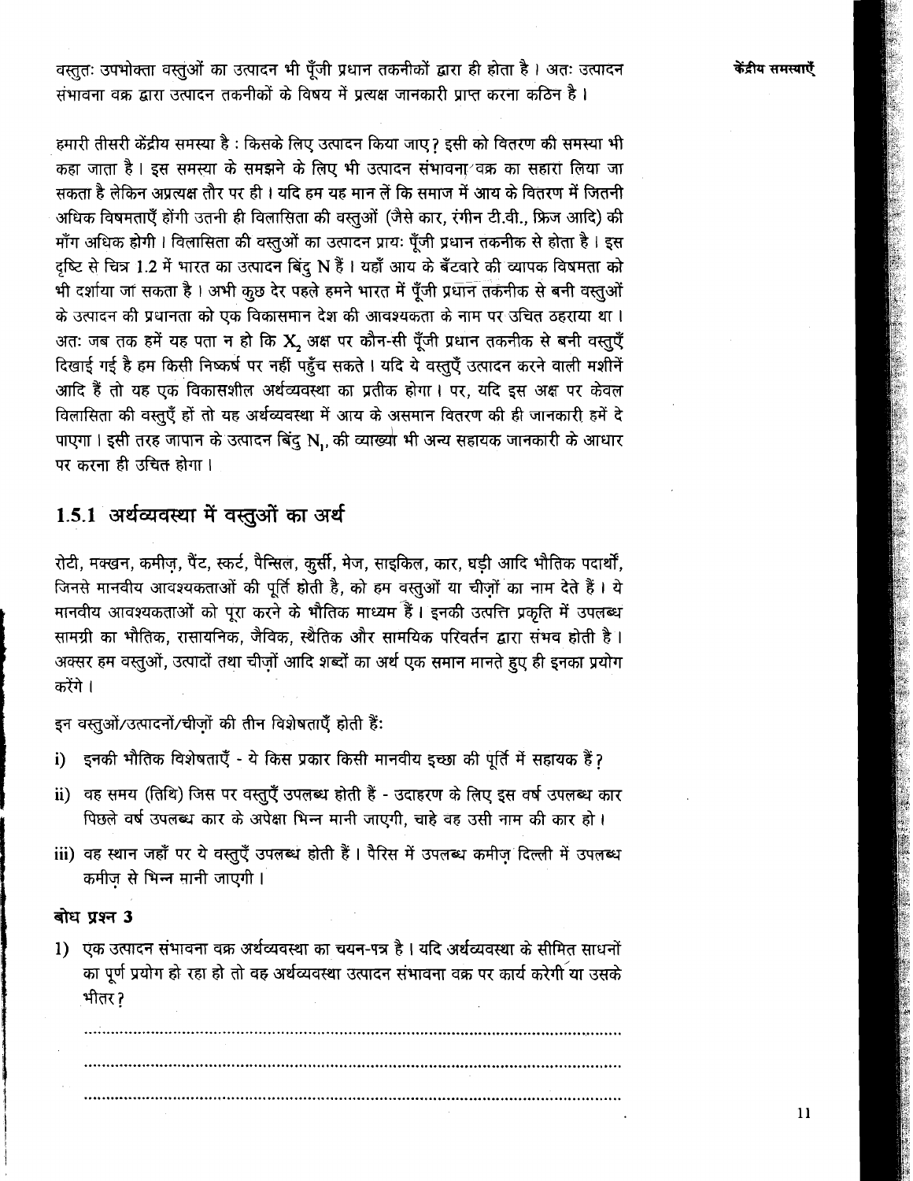वस्तुतः उपभोक्ता वस्तुओं का उत्पादन भी पूँजी प्रधान तकनीकों द्वारा ही होता है। अतः उत्पादन संभावना वक्र द्वारा उत्पादन तकनीकों के विषय में प्रत्यक्ष जानकारी प्राप्त करना कठिन है।

हमारी तीसरी केंद्रीय समस्या है : किसके लिए उत्पादन किया जाए? इसी को वितरण की समस्या भी कहा जाता है। इस समस्या के समझने के लिए भी उत्पादन संभावना वक्र का सहारा लिया जा सकता है लेकिन अप्रत्यक्ष तौर पर ही। यदि हम यह मान लें कि समाज में आय के वितरण में जितनी अधिक विषमताएँ होंगी उतनी ही विलासिता की वस्तुओं (जैसे कार, रंगीन टी.वी., फ्रिज आदि) की माँग अधिक होगी। विलासिता की वस्तुओं का उत्पादन प्रायः पूँजी प्रधान तकनीक से होता है। इस दृष्टि से चित्र 1.2 में भारत का उत्पादन बिंदु N हैं। यहाँ आय के बँटवारे की व्यापक विषमता को भी दर्शाया जा सकता है। अभी कुछ देर पहले हमने भारत में पूँजी प्रधान तकनीक से बनी वस्तुओं के उत्पादन की प्रधानता को एक विकासमान देश की आवश्यकता के नाम पर उचित ठहराया था। अतः जब तक हमें यह पता न हो कि $X_2$ अक्ष पर कौन-सी पूँजी प्रधान तकनीक से बनी वस्तुएँ दिखाई गई है हम किसी निष्कर्ष पर नहीं पहुँच सकते। यदि ये वस्तुएँ उत्पादन करने वाली मशीनें आदि हैं तो यह एक विकासशील अर्थव्यवस्था का प्रतीक होगा। पर, यदि इस अक्ष पर केवल विलासिता की वस्तुएँ हों तो यह अर्थव्यवस्था में आय के असमान वितरण की ही जानकारी हमें दे पाएगा। इसी तरह जापान के उत्पादन बिंदु $N_1$, की व्याख्या भी अन्य सहायक जानकारी के आधार पर करना ही उचित होगा।

## 1.5.1 अर्थव्यवस्था में वस्तुओं का अर्थ

रोटी, मक्खन, कमीज़, पैंट, स्कर्ट, पैन्सिल, कुर्सी, मेज, साइकिल, कार, घड़ी आदि भौतिक पदार्थों, जिनसे मानवीय आवश्यकताओं की पूर्ति होती है, को हम वस्तुओं या चीज़ों का नाम देते हैं। ये मानवीय आवश्यकताओं को पूरा करने के भौतिक माध्यम हैं। इनकी उत्पत्ति प्रकृति में उपलब्ध सामग्री का भौतिक, रासायनिक, जैविक, स्थैतिक और सामयिक परिवर्तन द्वारा संभव होती है। अक्सर हम वस्तुओं, उत्पादों तथा चीज़ों आदि शब्दों का अर्थ एक समान मानते हुए ही इनका प्रयोग करेंगे।

इन वस्तुओं/उत्पादनों/चीज़ों की तीन विशेषताएँ होती हैं:

i) इनकी भौतिक विशेषताएँ - ये किस प्रकार किसी मानवीय इच्छा की पूर्ति में सहायक हैं?

ii) वह समय (तिथि) जिस पर वस्तुएँ उपलब्ध होती हैं - उदाहरण के लिए इस वर्ष उपलब्ध कार पिछले वर्ष उपलब्ध कार के अपेक्षा भिन्न मानी जाएगी, चाहे वह उसी नाम की कार हो।

iii) वह स्थान जहाँ पर ये वस्तुएँ उपलब्ध होती हैं। पैरिस में उपलब्ध कमीज़ दिल्ली में उपलब्ध कमीज़ से भिन्न मानी जाएगी।

### बोध प्रश्न 3

1) एक उत्पादन संभावना वक्र अर्थव्यवस्था का चयन-पत्र है। यदि अर्थव्यवस्था के सीमित साधनों का पूर्ण प्रयोग हो रहा हो तो वह अर्थव्यवस्था उत्पादन संभावना वक्र पर कार्य करेगी या उसके भीतर?

..........................................................................................................

..........................................................................................................

..........................................................................................................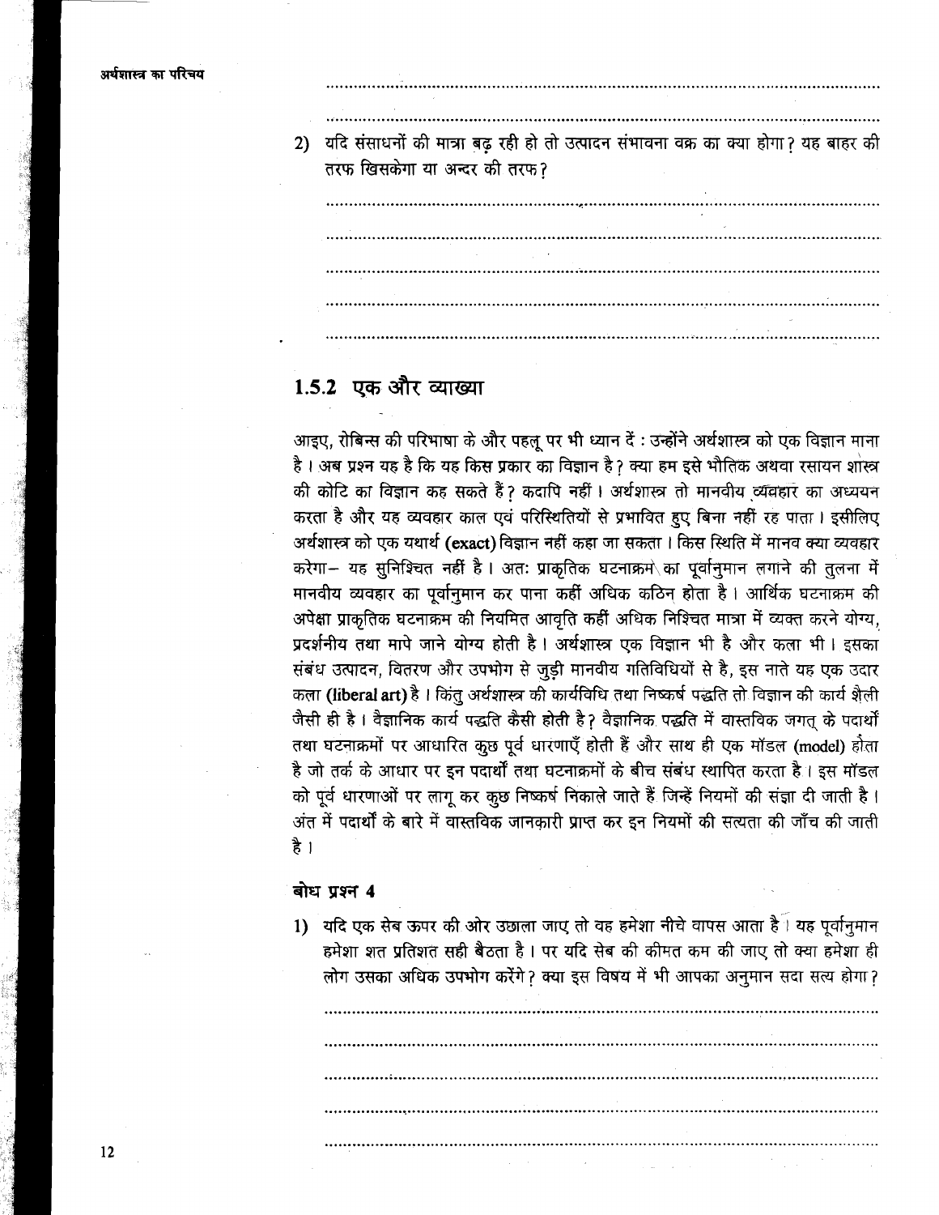2) यदि संसाधनों की मात्रा बढ़ रही हो तो उत्पादन संभावना वक्र का क्या होगा? यह बाहर की तरफ खिसकेगा या अन्दर की तरफ?

## 1.5.2 एक और व्याख्या

आइए, रोबिन्स की परिभाषा के और पहलू पर भी ध्यान दें : उन्होंने अर्थशास्त्र को एक विज्ञान माना है। अब प्रश्न यह है कि यह किस प्रकार का विज्ञान है? क्या हम इसे भौतिक अथवा रसायन शास्त्र की कोटि का विज्ञान कह सकते हैं? कदापि नहीं। अर्थशास्त्र तो मानवीय व्यवहार का अध्ययन करता है और यह व्यवहार काल एवं परिस्थितियों से प्रभावित हुए बिना नहीं रह पाता। इसीलिए अर्थशास्त्र को एक यथार्थ **(exact)** विज्ञान नहीं कहा जा सकता। किस स्थिति में मानव क्या व्यवहार करेगा– यह सुनिश्चित नहीं है। अतः प्राकृतिक घटनाक्रम का पूर्वानुमान लगाने की तुलना में मानवीय व्यवहार का पूर्वानुमान कर पाना कहीं अधिक कठिन होता है। आर्थिक घटनाक्रम की अपेक्षा प्राकृतिक घटनाक्रम की नियमित आवृति कहीं अधिक निश्चित मात्रा में व्यक्त करने योग्य, प्रदर्शनीय तथा मापे जाने योग्य होती है। अर्थशास्त्र एक विज्ञान भी है और कला भी। इसका संबंध उत्पादन, वितरण और उपभोग से जुड़ी मानवीय गतिविधियों से है, इस नाते यह एक उदार कला **(liberal art)** है। किंतु अर्थशास्त्र की कार्यविधि तथा निष्कर्ष पद्धति तो विज्ञान की कार्य शैली जैसी ही है। वैज्ञानिक कार्य पद्धति कैसी होती है? वैज्ञानिक पद्धति में वास्तविक जगत् के पदार्थों तथा घटनाक्रमों पर आधारित कुछ पूर्व धारणाएँ होती हैं और साथ ही एक मॉडल **(model)** होता है जो तर्क के आधार पर इन पदार्थों तथा घटनाक्रमों के बीच संबंध स्थापित करता है। इस मॉडल को पूर्व धारणाओं पर लागू कर कुछ निष्कर्ष निकाले जाते हैं जिन्हें नियमों की संज्ञा दी जाती है। अंत में पदार्थों के बारे में वास्तविक जानकारी प्राप्त कर इन नियमों की सत्यता की जाँच की जाती है।

### बोध प्रश्न 4

1) यदि एक सेब ऊपर की ओर उछाला जाए तो वह हमेशा नीचे वापस आता है। यह पूर्वानुमान हमेशा शत प्रतिशत सही बैठता है। पर यदि सेब की कीमत कम की जाए तो क्या हमेशा ही लोग उसका अधिक उपभोग करेंगे? क्या इस विषय में भी आपका अनुमान सदा सत्य होगा?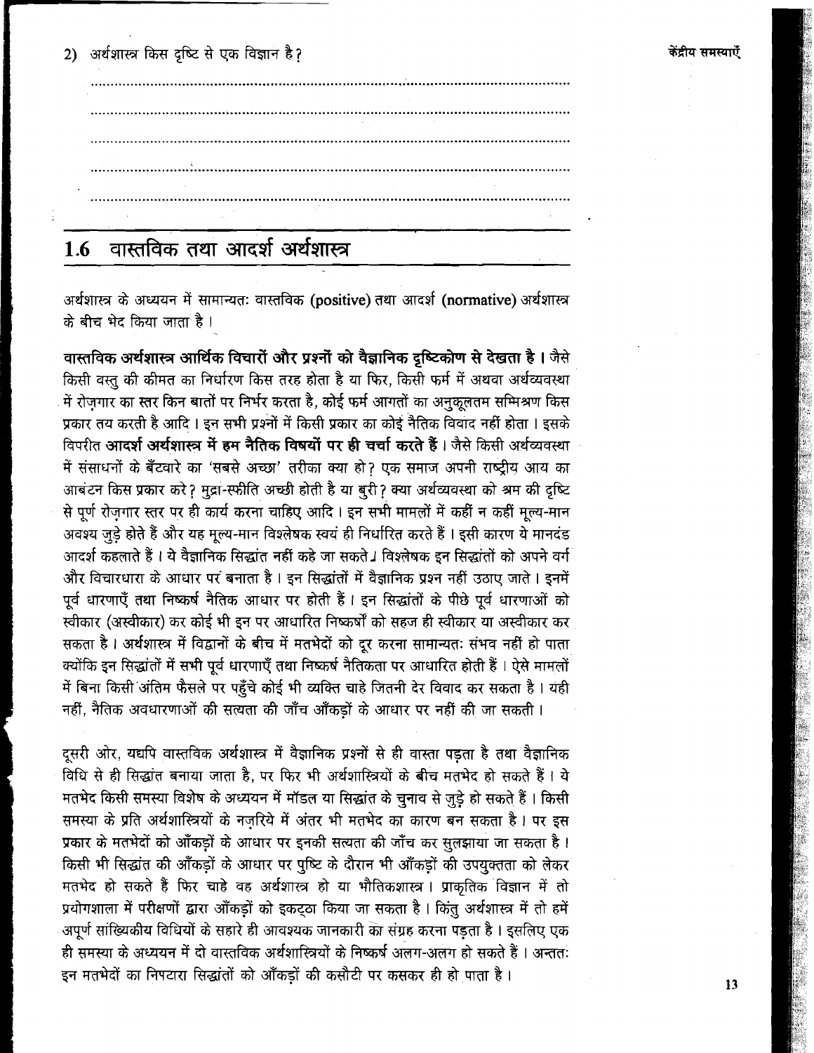2) अर्थशास्त्र किस दृष्टि से एक विज्ञान है?

.....................................................................................................................

.....................................................................................................................

.....................................................................................................................

.....................................................................................................................

.....................................................................................................................

## 1.6 वास्तविक तथा आदर्श अर्थशास्त्र

अर्थशास्त्र के अध्ययन में सामान्यतः वास्तविक (**positive**) तथा आदर्श (**normative**) अर्थशास्त्र के बीच भेद किया जाता है।

**वास्तविक अर्थशास्त्र आर्थिक विचारों और प्रश्नों को वैज्ञानिक दृष्टिकोण से देखता है।** जैसे किसी वस्तु की कीमत का निर्धारण किस तरह होता है या फिर, किसी फर्म में अथवा अर्थव्यवस्था में रोज़गार का स्तर किन बातों पर निर्भर करता है, कोई फर्म आगतों का अनुकूलतम सम्मिश्रण किस प्रकार तय करती है आदि। इन सभी प्रश्नों में किसी प्रकार का कोई नैतिक विवाद नहीं होता। इसके विपरीत **आदर्श अर्थशास्त्र में हम नैतिक विषयों पर ही चर्चा करते हैं।** जैसे किसी अर्थव्यवस्था में संसाधनों के बँटवारे का 'सबसे अच्छा' तरीका क्या हो? एक समाज अपनी राष्ट्रीय आय का आबंटन किस प्रकार करे? मुद्रा-स्फीति अच्छी होती है या बुरी? क्या अर्थव्यवस्था को श्रम की दृष्टि से पूर्ण रोज़गार स्तर पर ही कार्य करना चाहिए आदि। इन सभी मामलों में कहीं न कहीं मूल्य-मान अवश्य जुड़े होते हैं और यह मूल्य-मान विश्लेषक स्वयं ही निर्धारित करते हैं। इसी कारण ये मानदंड आदर्श कहलाते हैं। ये वैज्ञानिक सिद्धांत नहीं कहे जा सकते। विश्लेषक इन सिद्धांतों को अपने वर्ग और विचारधारा के आधार पर बनाता है। इन सिद्धांतों में वैज्ञानिक प्रश्न नहीं उठाए जाते। इनमें पूर्व धारणाएँ तथा निष्कर्ष नैतिक आधार पर होती हैं। इन सिद्धांतों के पीछे पूर्व धारणाओं को स्वीकार (अस्वीकार) कर कोई भी इन पर आधारित निष्कर्षों को सहज ही स्वीकार या अस्वीकार कर सकता है। अर्थशास्त्र में विद्वानों के बीच में मतभेदों को दूर करना सामान्यतः संभव नहीं हो पाता क्योंकि इन सिद्धांतों में सभी पूर्व धारणाएँ तथा निष्कर्ष नैतिकता पर आधारित होती हैं। ऐसे मामलों में बिना किसी अंतिम फैसले पर पहुँचे कोई भी व्यक्ति चाहे जितनी देर विवाद कर सकता है। यही नहीं, नैतिक अवधारणाओं की सत्यता की जाँच आँकड़ों के आधार पर नहीं की जा सकती।

दूसरी ओर, यद्यपि वास्तविक अर्थशास्त्र में वैज्ञानिक प्रश्नों से ही वास्ता पड़ता है तथा वैज्ञानिक विधि से ही सिद्धांत बनाया जाता है, पर फिर भी अर्थशास्त्रियों के बीच मतभेद हो सकते हैं। ये मतभेद किसी समस्या विशेष के अध्ययन में मॉडल या सिद्धांत के चुनाव से जुड़े हो सकते हैं। किसी समस्या के प्रति अर्थशास्त्रियों के नज़रिये में अंतर भी मतभेद का कारण बन सकता है। पर इस प्रकार के मतभेदों को आँकड़ों के आधार पर इनकी सत्यता की जाँच कर सुलझाया जा सकता है। किसी भी सिद्धांत की आँकड़ों के आधार पर पुष्टि के दौरान भी आँकड़ों की उपयुक्तता को लेकर मतभेद हो सकते हैं फिर चाहे वह अर्थशास्त्र हो या भौतिकशास्त्र। प्राकृतिक विज्ञान में तो प्रयोगशाला में परीक्षणों द्वारा आँकड़ों को इकट्ठा किया जा सकता है। किंतु अर्थशास्त्र में तो हमें अपूर्ण सांख्यिकीय विधियों के सहारे ही आवश्यक जानकारी का संग्रह करना पड़ता है। इसलिए एक ही समस्या के अध्ययन में दो वास्तविक अर्थशास्त्रियों के निष्कर्ष अलग-अलग हो सकते हैं। अन्ततः इन मतभेदों का निपटारा सिद्धांतों को आँकड़ों की कसौटी पर कसकर ही हो पाता है।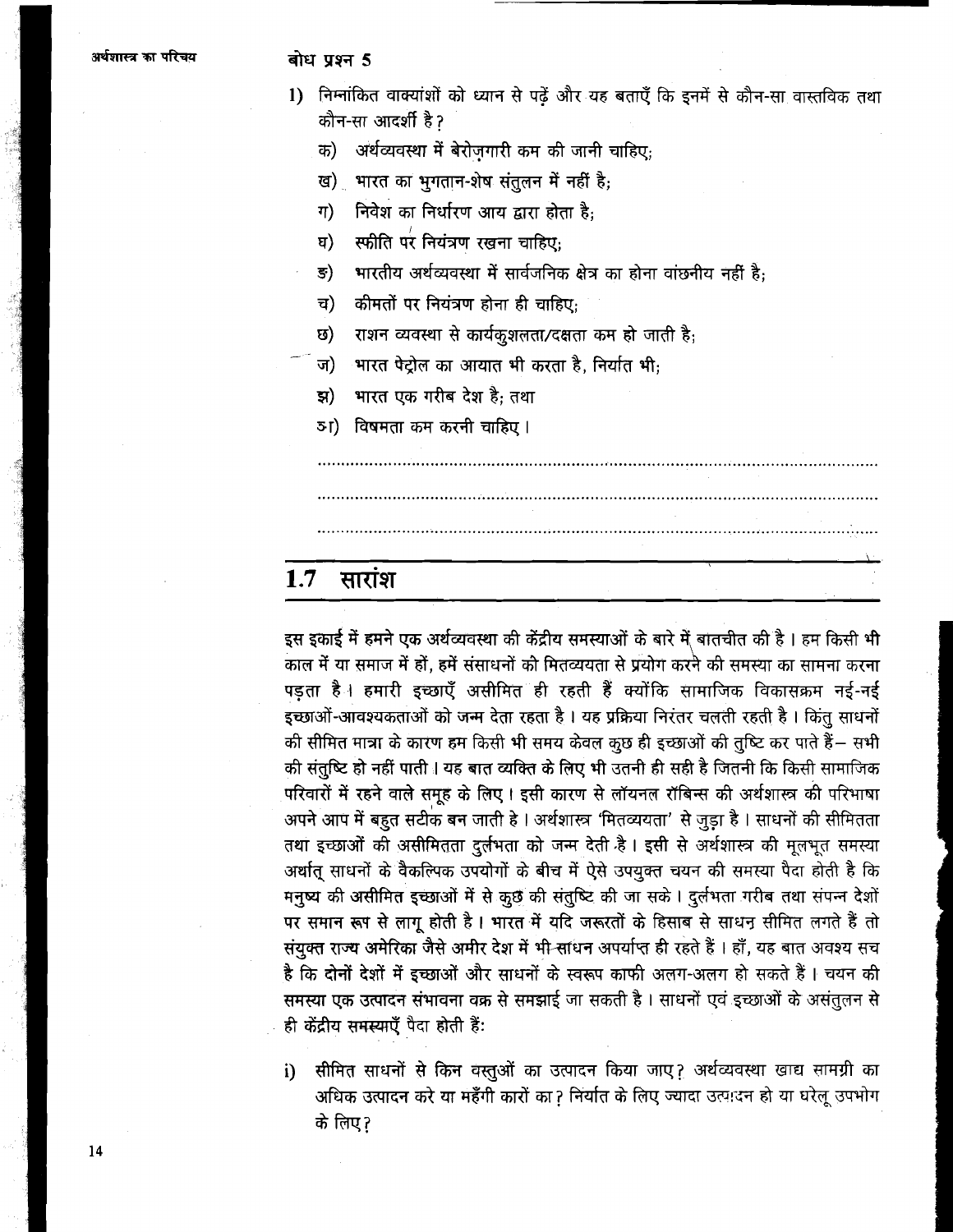**बोध प्रश्न 5**

1) निम्नांकित वाक्यांशों को ध्यान से पढ़ें और यह बताएँ कि इनमें से कौन-सा वास्तविक तथा कौन-सा आदर्शी है?

   क) अर्थव्यवस्था में बेरोज़गारी कम की जानी चाहिए;

   ख) भारत का भुगतान-शेष संतुलन में नहीं है;

   ग) निवेश का निर्धारण आय द्वारा होता है;

   घ) स्फीति पर नियंत्रण रखना चाहिए;

   ङ) भारतीय अर्थव्यवस्था में सार्वजनिक क्षेत्र का होना वांछनीय नहीं है;

   च) कीमतों पर नियंत्रण होना ही चाहिए;

   छ) राशन व्यवस्था से कार्यकुशलता/दक्षता कम हो जाती है;

   ज) भारत पेट्रोल का आयात भी करता है, निर्यात भी;

   झ) भारत एक गरीब देश है; तथा

   ञ) विषमता कम करनी चाहिए।

.......................................................................................................

.......................................................................................................

.......................................................................................................

## 1.7 सारांश

इस इकाई में हमने एक अर्थव्यवस्था की केंद्रीय समस्याओं के बारे में बातचीत की है। हम किसी भी काल में या समाज में हों, हमें संसाधनों की मितव्ययता से प्रयोग करने की समस्या का सामना करना पड़ता है। हमारी इच्छाएँ असीमित ही रहती हैं क्योंकि सामाजिक विकासक्रम नई-नई इच्छाओं-आवश्यकताओं को जन्म देता रहता है। यह प्रक्रिया निरंतर चलती रहती है। किंतु साधनों की सीमित मात्रा के कारण हम किसी भी समय केवल कुछ ही इच्छाओं की तुष्टि कर पाते हैं– सभी की संतुष्टि हो नहीं पाती। यह बात व्यक्ति के लिए भी उतनी ही सही है जितनी कि किसी सामाजिक परिवारों में रहने वाले समूह के लिए। इसी कारण से लॉयनल रॉबिन्स की अर्थशास्त्र की परिभाषा अपने आप में बहुत सटीक बन जाती है। अर्थशास्त्र 'मितव्ययता' से जुड़ा है। साधनों की सीमितता तथा इच्छाओं की असीमितता दुर्लभता को जन्म देती है। इसी से अर्थशास्त्र की मूलभूत समस्या अर्थात् साधनों के वैकल्पिक उपयोगों के बीच में ऐसे उपयुक्त चयन की समस्या पैदा होती है कि मनुष्य की असीमित इच्छाओं में से कुछ की संतुष्टि की जा सके। दुर्लभता गरीब तथा संपन्न देशों पर समान रूप से लागू होती है। भारत में यदि जरूरतों के हिसाब से साधन सीमित लगते हैं तो संयुक्त राज्य अमेरिका जैसे अमीर देश में भी साधन अपर्याप्त ही रहते हैं। हाँ, यह बात अवश्य सच है कि दोनों देशों में इच्छाओं और साधनों के स्वरूप काफी अलग-अलग हो सकते हैं। चयन की समस्या एक उत्पादन संभावना वक्र से समझाई जा सकती है। साधनों एवं इच्छाओं के असंतुलन से ही केंद्रीय समस्याएँ पैदा होती हैं:

i) सीमित साधनों से किन वस्तुओं का उत्पादन किया जाए? अर्थव्यवस्था खाद्य सामग्री का अधिक उत्पादन करे या महँगी कारों का? निर्यात के लिए ज्यादा उत्पादन हो या घरेलू उपभोग के लिए?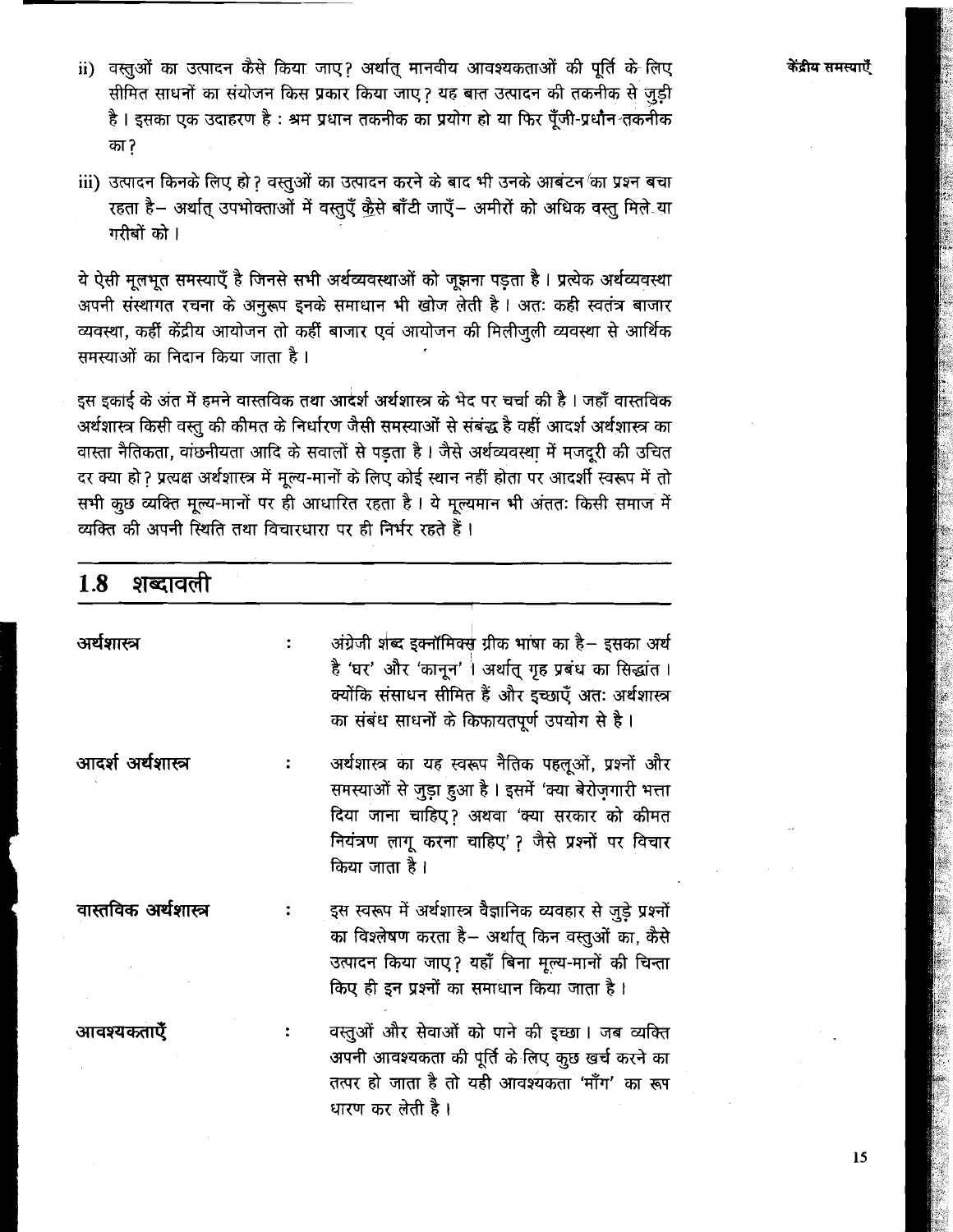ii) वस्तुओं का उत्पादन कैसे किया जाए? अर्थात् मानवीय आवश्यकताओं की पूर्ति के लिए सीमित साधनों का संयोजन किस प्रकार किया जाए? यह बात उत्पादन की तकनीक से जुड़ी है। इसका एक उदाहरण है : श्रम प्रधान तकनीक का प्रयोग हो या फिर पूँजी-प्रधान तकनीक का?

iii) उत्पादन किनके लिए हो? वस्तुओं का उत्पादन करने के बाद भी उनके आबंटन का प्रश्न बचा रहता है– अर्थात् उपभोक्ताओं में वस्तुएँ कैसे बाँटी जाएँ– अमीरों को अधिक वस्तु मिले या गरीबों को।

ये ऐसी मूलभूत समस्याएँ है जिनसे सभी अर्थव्यवस्थाओं को जूझना पड़ता है। प्रत्येक अर्थव्यवस्था अपनी संस्थागत रचना के अनुरूप इनके समाधान भी खोज लेती है। अतः कही स्वतंत्र बाजार व्यवस्था, कहीं केंद्रीय आयोजन तो कहीं बाजार एवं आयोजन की मिलीजुली व्यवस्था से आर्थिक समस्याओं का निदान किया जाता है।

इस इकाई के अंत में हमने वास्तविक तथा आदर्श अर्थशास्त्र के भेद पर चर्चा की है। जहाँ वास्तविक अर्थशास्त्र किसी वस्तु की कीमत के निर्धारण जैसी समस्याओं से संबंद्ध है वहीं आदर्श अर्थशास्त्र का वास्ता नैतिकता, वांछनीयता आदि के सवालों से पड़ता है। जैसे अर्थव्यवस्था में मजदूरी की उचित दर क्या हो? प्रत्यक्ष अर्थशास्त्र में मूल्य-मानों के लिए कोई स्थान नहीं होता पर आदर्शी स्वरूप में तो सभी कुछ व्यक्ति मूल्य-मानों पर ही आधारित रहता है। ये मूल्यमान भी अंततः किसी समाज में व्यक्ति की अपनी स्थिति तथा विचारधारा पर ही निर्भर रहते हैं।

## 1.8 शब्दावली

**अर्थशास्त्र** : अंग्रेजी शब्द इक्नॉमिक्स ग्रीक भाषा का है– इसका अर्थ है 'घर' और 'कानून' । अर्थात् गृह प्रबंध का सिद्धांत। क्योंकि संसाधन सीमित हैं और इच्छाएँ अतः अर्थशास्त्र का संबंध साधनों के किफायतपूर्ण उपयोग से है।

**आदर्श अर्थशास्त्र** : अर्थशास्त्र का यह स्वरूप नैतिक पहलूओं, प्रश्नों और समस्याओं से जुड़ा हुआ है। इसमें 'क्या बेरोज़गारी भत्ता दिया जाना चाहिए? अथवा 'क्या सरकार को कीमत नियंत्रण लागू करना चाहिए' ? जैसे प्रश्नों पर विचार किया जाता है।

**वास्तविक अर्थशास्त्र** : इस स्वरूप में अर्थशास्त्र वैज्ञानिक व्यवहार से जुड़े प्रश्नों का विश्लेषण करता है– अर्थात् किन वस्तुओं का, कैसे उत्पादन किया जाए? यहाँ बिना मूल्य-मानों की चिन्ता किए ही इन प्रश्नों का समाधान किया जाता है।

**आवश्यकताएँ** : वस्तुओं और सेवाओं को पाने की इच्छा। जब व्यक्ति अपनी आवश्यकता की पूर्ति के लिए कुछ खर्च करने का तत्पर हो जाता है तो यही आवश्यकता 'माँग' का रूप धारण कर लेती है।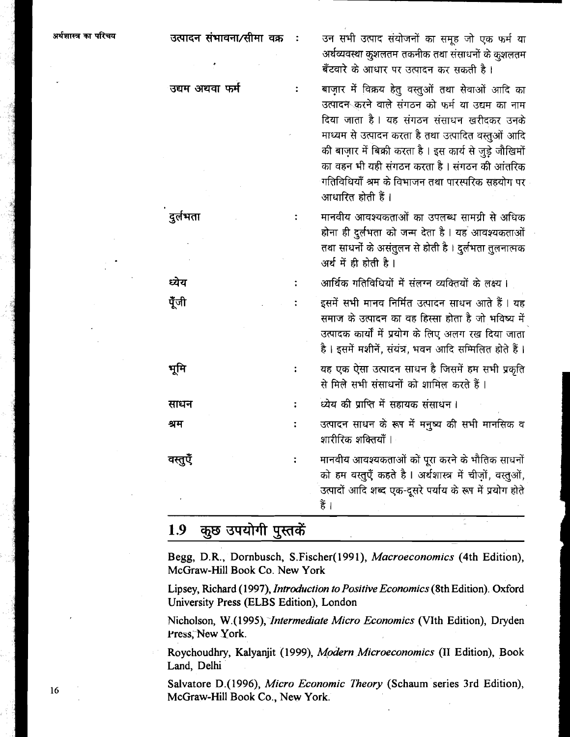| | | |
|---|---|---|
| उत्पादन संभावना/सीमा वक्र | : | उन सभी उत्पाद संयोजनों का समूह जो एक फर्म या अर्थव्यवस्था कुशलतम तकनीक तथा संसाधनों के कुशलतम बँटवारे के आधार पर उत्पादन कर सकती है। |
| उद्यम अथवा फर्म | : | बाज़ार में विक्रय हेतु वस्तुओं तथा सेवाओं आदि का उत्पादन करने वाले संगठन को फर्म या उद्यम का नाम दिया जाता है। यह संगठन संसाधन खरीदकर उनके माध्यम से उत्पादन करता है तथा उत्पादित वस्तुओं आदि की बाज़ार में बिक्री करता है। इस कार्य से जुड़े जौखिमों का वहन भी यही संगठन करता है। संगठन की आंतरिक गतिविधियाँ श्रम के विभाजन तथा पारस्परिक सहयोग पर आधारित होती हैं। |
| दुर्लभता | : | मानवीय आवश्यकताओं का उपलब्ध सामग्री से अधिक होना ही दुर्लभता को जन्म देता है। यह आवश्यकताओं तथा साधनों के असंतुलन से होती है। दुर्लभता तुलनात्मक अर्थ में ही होती है। |
| ध्येय | : | आर्थिक गतिविधियों में संलग्न व्यक्तियों के लक्ष्य। |
| पूँजी | : | इसमें सभी मानव निर्मित उत्पादन साधन आते हैं। यह समाज के उत्पादन का वह हिस्सा होता है जो भविष्य में उत्पादक कार्यों में प्रयोग के लिए अलग रख दिया जाता है। इसमें मशीनें, संयंत्र, भवन आदि सम्मिलित होते हैं। |
| भूमि | : | यह एक ऐसा उत्पादन साधन है जिसमें हम सभी प्रकृति से मिले सभी संसाधनों को शामिल करते हैं। |
| साधन | : | ध्येय की प्राप्ति में सहायक संसाधन। |
| श्रम | : | उत्पादन साधन के रूप में मनुष्य की सभी मानसिक व शारीरिक शक्तियाँ। |
| वस्तुएँ | : | मानवीय आवश्यकताओं को पूरा करने के भौतिक साधनों को हम वस्तुएँ कहते है। अर्थशास्त्र में चीज़ों, वस्तुओं, उत्पादों आदि शब्द एक-दूसरे पर्याय के रूप में प्रयोग होते हैं। |

## 1.9 कुछ उपयोगी पुस्तकें

Begg, D.R., Dornbusch, S.Fischer(1991), *Macroeconomics* (4th Edition), McGraw-Hill Book Co. New York

Lipsey, Richard (1997), *Introduction to Positive Economics* (8th Edition). Oxford University Press (ELBS Edition), London

Nicholson, W.(1995), *Intermediate Micro Economics* (VIth Edition), Dryden Press, New York.

Roychoudhry, Kalyanjit (1999), *Modern Microeconomics* (II Edition), Book Land, Delhi

Salvatore D.(1996), *Micro Economic Theory* (Schaum series 3rd Edition), McGraw-Hill Book Co., New York.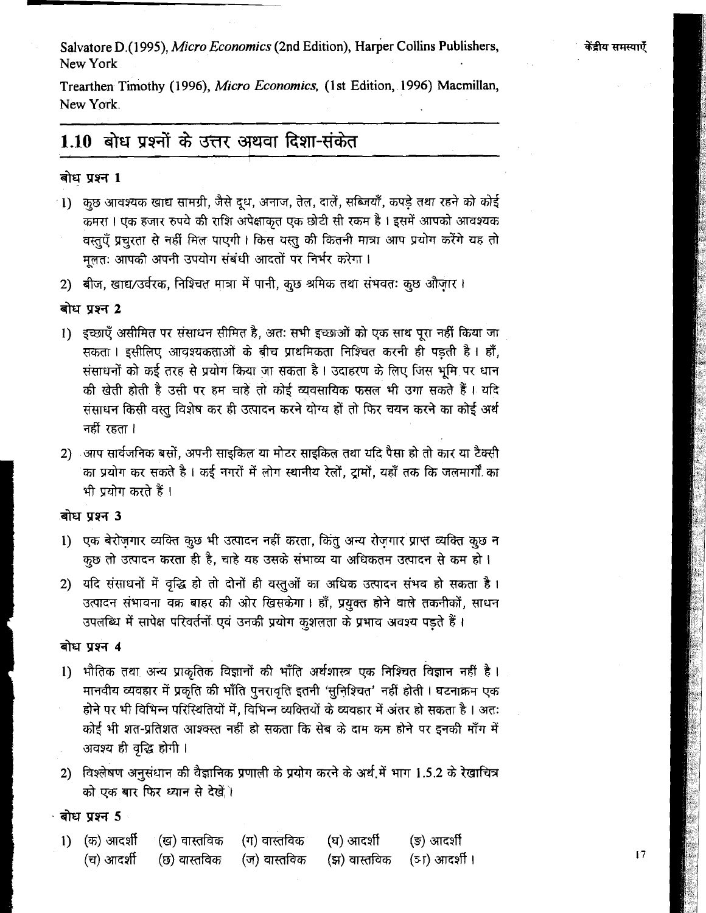Salvatore D.(1995), *Micro Economics* (2nd Edition), Harper Collins Publishers, New York

Trearthen Timothy (1996), *Micro Economics,* (1st Edition, 1996) Macmillan, New York.

## 1.10 बोध प्रश्नों के उत्तर अथवा दिशा-संकेत

### बोध प्रश्न 1

1) कुछ आवश्यक खाद्य सामग्री, जैसे दूध, अनाज, तेल, दालें, सब्जियाँ, कपड़े तथा रहने को कोई कमरा। एक हजार रुपये की राशि अपेक्षाकृत एक छोटी सी रकम है। इसमें आपको आवश्यक वस्तुएँ प्रचुरता से नहीं मिल पाएगी। किस वस्तु की कितनी मात्रा आप प्रयोग करेंगे यह तो मूलतः आपकी अपनी उपयोग संबंधी आदतों पर निर्भर करेगा।

2) बीज, खाद्य/उर्वरक, निश्चित मात्रा में पानी, कुछ श्रमिक तथा संभवतः कुछ औज़ार।

### बोध प्रश्न 2

1) इच्छाएँ असीमित पर संसाधन सीमित है, अतः सभी इच्छाओं को एक साथ पूरा नहीं किया जा सकता। इसीलिए आवश्यकताओं के बीच प्राथमिकता निश्चित करनी ही पड़ती है। हाँ, संसाधनों को कई तरह से प्रयोग किया जा सकता है। उदाहरण के लिए जिस भूमि पर धान की खेती होती है उसी पर हम चाहे तो कोई व्यवसायिक फसल भी उगा सकते हैं। यदि संसाधन किसी वस्तु विशेष कर ही उत्पादन करने योग्य हों तो फिर चयन करने का कोई अर्थ नहीं रहता।

2) आप सार्वजनिक बसों, अपनी साइकिल या मोटर साइकिल तथा यदि पैसा हो तो कार या टैक्सी का प्रयोग कर सकते है। कई नगरों में लोग स्थानीय रेलों, ट्रामों, यहाँ तक कि जलमार्गों का भी प्रयोग करते हैं।

### बोध प्रश्न 3

1) एक बेरोज़गार व्यक्ति कुछ भी उत्पादन नहीं करता, किंतु अन्य रोज़गार प्राप्त व्यक्ति कुछ न कुछ तो उत्पादन करता ही है, चाहे यह उसके संभाव्य या अधिकतम उत्पादन से कम हो।

2) यदि संसाधनों में वृद्धि हो तो दोनों ही वस्तुओं का अधिक उत्पादन संभव हो सकता है। उत्पादन संभावना वक्र बाहर की ओर खिसकेगा। हाँ, प्रयुक्त होने वाले तकनीकों, साधन उपलब्धि में सापेक्ष परिवर्तनों एवं उनकी प्रयोग कुशलता के प्रभाव अवश्य पड़ते हैं।

### बोध प्रश्न 4

1) भौतिक तथा अन्य प्राकृतिक विज्ञानों की भाँति अर्थशास्त्र एक निश्चित विज्ञान नहीं है। मानवीय व्यवहार में प्रकृति की भाँति पुनरावृति इतनी 'सुनिश्चित' नहीं होती। घटनाक्रम एक होने पर भी विभिन्न परिस्थितियों में, विभिन्न व्यक्तियों के व्यवहार में अंतर हो सकता है। अतः कोई भी शत-प्रतिशत आश्वस्त नहीं हो सकता कि सेब के दाम कम होने पर इनकी माँग में अवश्य ही वृद्धि होगी।

2) विश्लेषण अनुसंधान की वैज्ञानिक प्रणाली के प्रयोग करने के अर्थ में भाग 1.5.2 के रेखाचित्र को एक बार फिर ध्यान से देखें।

### बोध प्रश्न 5

1) (क) आदर्शी (ख) वास्तविक (ग) वास्तविक (घ) आदर्शी (ङ) आदर्शी
(च) आदर्शी (छ) वास्तविक (ज) वास्तविक (झ) वास्तविक (ञ) आदर्शी।